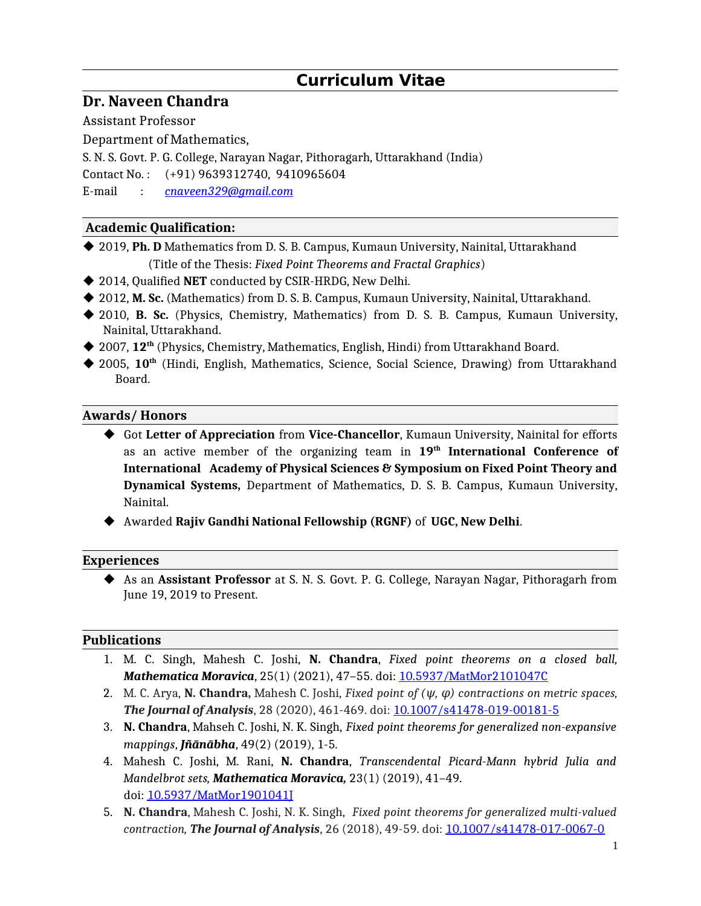# Curriculum Vitae

## Dr. Naveen Chandra

Assistant Professor

Department of Mathematics,

S. N. S. Govt. P. G. College, Narayan Nagar, Pithoragarh, Uttarakhand (India)

Contact No. : (+91) 9639312740, 9410965604

E-mail : *cnaveen329@gmail.com*

### Academic Qualification:

- 2019, **Ph. D** Mathematics from D. S. B. Campus, Kumaun University, Nainital, Uttarakhand (Title of the Thesis: *Fixed Point Theorems and Fractal Graphics*)
- 2014, Qualified **NET** conducted by CSIR-HRDG, New Delhi.
- 2012, **M. Sc.** (Mathematics) from D. S. B. Campus, Kumaun University, Nainital, Uttarakhand.
- 2010, **B. Sc.** (Physics, Chemistry, Mathematics) from D. S. B. Campus, Kumaun University, Nainital, Uttarakhand.
- 2007, **12th** (Physics, Chemistry, Mathematics, English, Hindi) from Uttarakhand Board.
- 2005, **10th** (Hindi, English, Mathematics, Science, Social Science, Drawing) from Uttarakhand Board.

### Awards/ Honors

- Got **Letter of Appreciation** from **Vice-Chancellor**, Kumaun University, Nainital for efforts as an active member of the organizing team in **19th International Conference of International Academy of Physical Sciences & Symposium on Fixed Point Theory and Dynamical Systems,** Department of Mathematics, D. S. B. Campus, Kumaun University, Nainital.
- Awarded **Rajiv Gandhi National Fellowship (RGNF)** of **UGC, New Delhi**.

### Experiences

- As an **Assistant Professor** at S. N. S. Govt. P. G. College, Narayan Nagar, Pithoragarh from June 19, 2019 to Present.

### Publications

1. M. C. Singh, Mahesh C. Joshi, **N. Chandra**, *Fixed point theorems on a closed ball,* ***Mathematica Moravica***, 25(1) (2021), 47–55. doi: 10.5937/MatMor2101047C
2. M. C. Arya, **N. Chandra,** Mahesh C. Joshi, *Fixed point of (ψ, φ) contractions on metric spaces,* ***The Journal of Analysis***, 28 (2020), 461-469. doi: 10.1007/s41478-019-00181-5
3. **N. Chandra**, Mahseh C. Joshi, N. K. Singh, *Fixed point theorems for generalized non-expansive mappings*, ***Jñānābha***, 49(2) (2019), 1-5.
4. Mahesh C. Joshi, M. Rani, **N. Chandra**, *Transcendental Picard-Mann hybrid Julia and Mandelbrot sets,* ***Mathematica Moravica,*** 23(1) (2019), 41–49. doi: 10.5937/MatMor1901041J
5. **N. Chandra**, Mahesh C. Joshi, N. K. Singh, *Fixed point theorems for generalized multi-valued contraction,* ***The Journal of Analysis***, 26 (2018), 49-59. doi: 10.1007/s41478-017-0067-0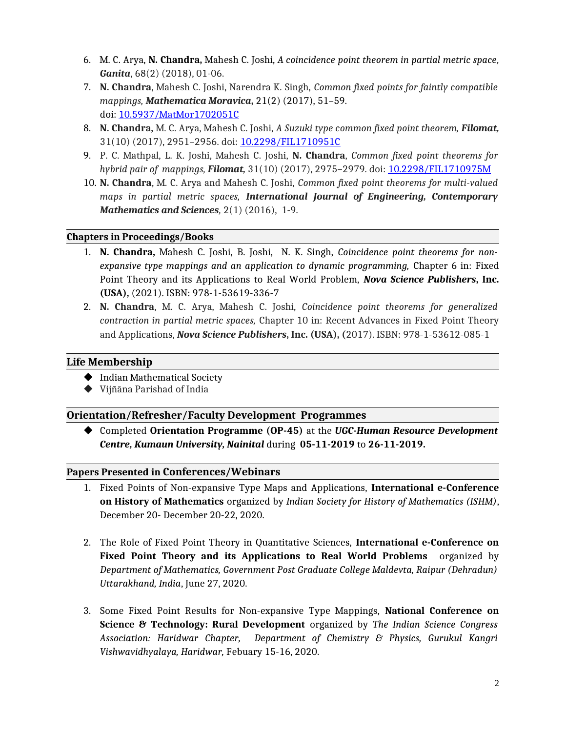6. M. C. Arya, **N. Chandra,** Mahesh C. Joshi, *A coincidence point theorem in partial metric space,* ***Ganita***, 68(2) (2018), 01-06.
7. **N. Chandra**, Mahesh C. Joshi, Narendra K. Singh, *Common fixed points for faintly compatible mappings,* ***Mathematica Moravica***, 21(2) (2017), 51–59. doi: [10.5937/MatMor1702051C](10.5937/MatMor1702051C)
8. **N. Chandra,** M. C. Arya, Mahesh C. Joshi, *A Suzuki type common fixed point theorem,* ***Filomat,*** 31(10) (2017), 2951–2956. doi: [10.2298/FIL1710951C](10.2298/FIL1710951C)
9. P. C. Mathpal, L. K. Joshi, Mahesh C. Joshi, **N. Chandra**, *Common fixed point theorems for hybrid pair of mappings,* ***Filomat,*** 31(10) (2017), 2975–2979. doi: [10.2298/FIL1710975M](10.2298/FIL1710975M)
10. **N. Chandra**, M. C. Arya and Mahesh C. Joshi, *Common fixed point theorems for multi-valued maps in partial metric spaces,* ***International Journal of Engineering, Contemporary Mathematics and Sciences,*** 2(1) (2016), 1-9.

## Chapters in Proceedings/Books

1. **N. Chandra,** Mahesh C. Joshi, B. Joshi, N. K. Singh, *Coincidence point theorems for non-expansive type mappings and an application to dynamic programming,* Chapter 6 in: Fixed Point Theory and its Applications to Real World Problem, ***Nova Science Publishers*****, Inc. (USA),** (2021). ISBN: 978-1-53619-336-7
2. **N. Chandra**, M. C. Arya, Mahesh C. Joshi, *Coincidence point theorems for generalized contraction in partial metric spaces,* Chapter 10 in: Recent Advances in Fixed Point Theory and Applications, ***Nova Science Publishers*****, Inc. (USA), (**2017). ISBN: 978-1-53612-085-1

## Life Membership

- Indian Mathematical Society
- Vijñāna Parishad of India

## Orientation/Refresher/Faculty Development Programmes

- Completed **Orientation Programme (OP-45)** at the ***UGC-Human Resource Development Centre, Kumaun University, Nainital*** during **05-11-2019** to **26-11-2019.**

## Papers Presented in Conferences/Webinars

1. Fixed Points of Non-expansive Type Maps and Applications, **International e-Conference on History of Mathematics** organized by *Indian Society for History of Mathematics (ISHM)*, December 20- December 20-22, 2020.

2. The Role of Fixed Point Theory in Quantitative Sciences, **International e-Conference on Fixed Point Theory and its Applications to Real World Problems** organized by *Department of Mathematics, Government Post Graduate College Maldevta, Raipur (Dehradun) Uttarakhand, India*, June 27, 2020.

3. Some Fixed Point Results for Non-expansive Type Mappings, **National Conference on Science & Technology: Rural Development** organized by *The Indian Science Congress Association: Haridwar Chapter, Department of Chemistry & Physics, Gurukul Kangri Vishwavidhyalaya, Haridwar,* Febuary 15-16, 2020.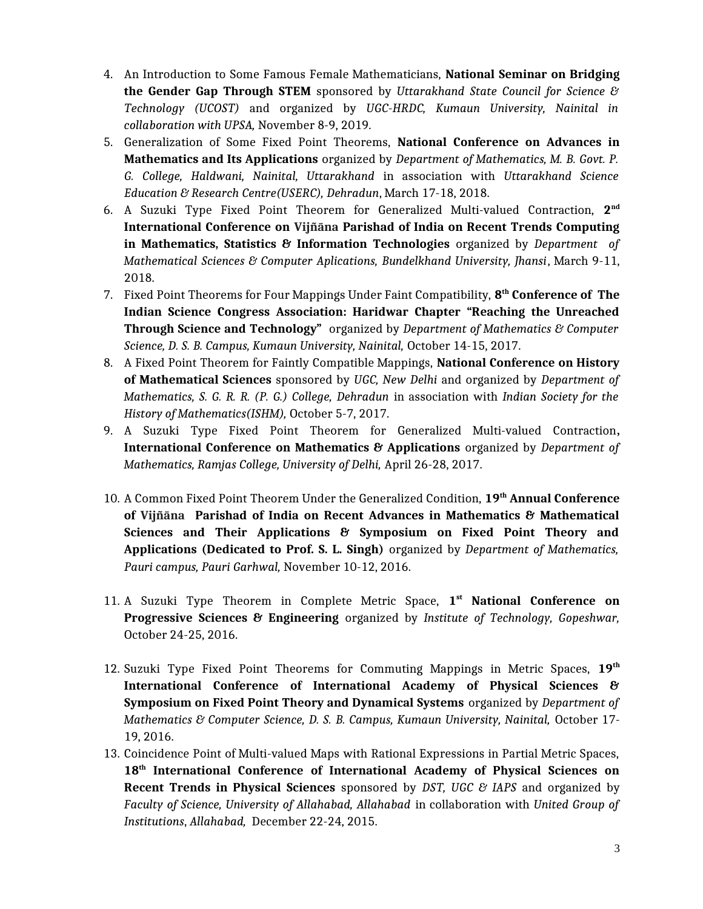4. An Introduction to Some Famous Female Mathematicians, **National Seminar on Bridging the Gender Gap Through STEM** sponsored by *Uttarakhand State Council for Science & Technology (UCOST)* and organized by *UGC-HRDC, Kumaun University, Nainital in collaboration with UPSA,* November 8-9, 2019.
5. Generalization of Some Fixed Point Theorems, **National Conference on Advances in Mathematics and Its Applications** organized by *Department of Mathematics, M. B. Govt. P. G. College, Haldwani, Nainital, Uttarakhand* in association with *Uttarakhand Science Education & Research Centre(USERC), Dehradun*, March 17-18, 2018.
6. A Suzuki Type Fixed Point Theorem for Generalized Multi-valued Contraction, **2nd International Conference on Vijñāna Parishad of India on Recent Trends Computing in Mathematics, Statistics & Information Technologies** organized by *Department of Mathematical Sciences & Computer Aplications, Bundelkhand University, Jhansi*, March 9-11, 2018.
7. Fixed Point Theorems for Four Mappings Under Faint Compatibility, **8th Conference of The Indian Science Congress Association: Haridwar Chapter "Reaching the Unreached Through Science and Technology"** organized by *Department of Mathematics & Computer Science, D. S. B. Campus, Kumaun University, Nainital,* October 14-15, 2017.
8. A Fixed Point Theorem for Faintly Compatible Mappings, **National Conference on History of Mathematical Sciences** sponsored by *UGC, New Delhi* and organized by *Department of Mathematics, S. G. R. R. (P. G.) College, Dehradun* in association with *Indian Society for the History of Mathematics(ISHM),* October 5-7, 2017.
9. A Suzuki Type Fixed Point Theorem for Generalized Multi-valued Contraction**, International Conference on Mathematics & Applications** organized by *Department of Mathematics, Ramjas College, University of Delhi,* April 26-28, 2017.
10. A Common Fixed Point Theorem Under the Generalized Condition, **19th Annual Conference of Vijñāna Parishad of India on Recent Advances in Mathematics & Mathematical Sciences and Their Applications & Symposium on Fixed Point Theory and Applications (Dedicated to Prof. S. L. Singh)** organized by *Department of Mathematics, Pauri campus, Pauri Garhwal,* November 10-12, 2016.
11. A Suzuki Type Theorem in Complete Metric Space, **1st National Conference on Progressive Sciences & Engineering** organized by *Institute of Technology, Gopeshwar,* October 24-25, 2016.
12. Suzuki Type Fixed Point Theorems for Commuting Mappings in Metric Spaces, **19th International Conference of International Academy of Physical Sciences & Symposium on Fixed Point Theory and Dynamical Systems** organized by *Department of Mathematics & Computer Science, D. S. B. Campus, Kumaun University, Nainital,* October 17-19, 2016.
13. Coincidence Point of Multi-valued Maps with Rational Expressions in Partial Metric Spaces, **18th International Conference of International Academy of Physical Sciences on Recent Trends in Physical Sciences** sponsored by *DST, UGC & IAPS* and organized by *Faculty of Science, University of Allahabad, Allahabad* in collaboration with *United Group of Institutions*, *Allahabad,* December 22-24, 2015.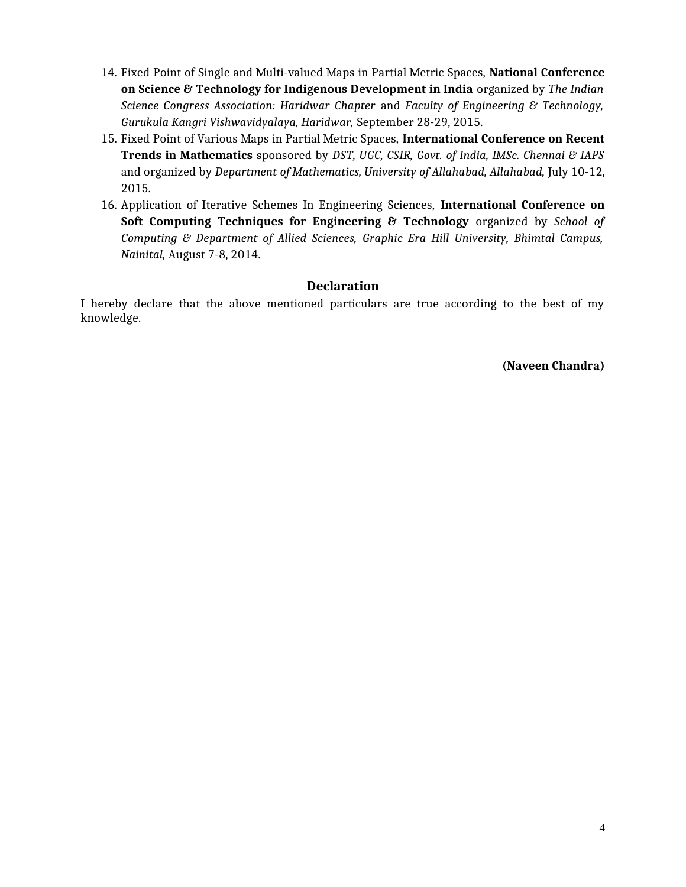14. Fixed Point of Single and Multi-valued Maps in Partial Metric Spaces, **National Conference on Science & Technology for Indigenous Development in India** organized by *The Indian Science Congress Association: Haridwar Chapter* and *Faculty of Engineering & Technology, Gurukula Kangri Vishwavidyalaya, Haridwar,* September 28-29, 2015.
15. Fixed Point of Various Maps in Partial Metric Spaces, **International Conference on Recent Trends in Mathematics** sponsored by *DST, UGC, CSIR, Govt. of India, IMSc. Chennai & IAPS* and organized by *Department of Mathematics, University of Allahabad, Allahabad,* July 10-12, 2015.
16. Application of Iterative Schemes In Engineering Sciences, **International Conference on Soft Computing Techniques for Engineering & Technology** organized by *School of Computing & Department of Allied Sciences, Graphic Era Hill University, Bhimtal Campus, Nainital,* August 7-8, 2014.

## Declaration

I hereby declare that the above mentioned particulars are true according to the best of my knowledge.

**(Naveen Chandra)**